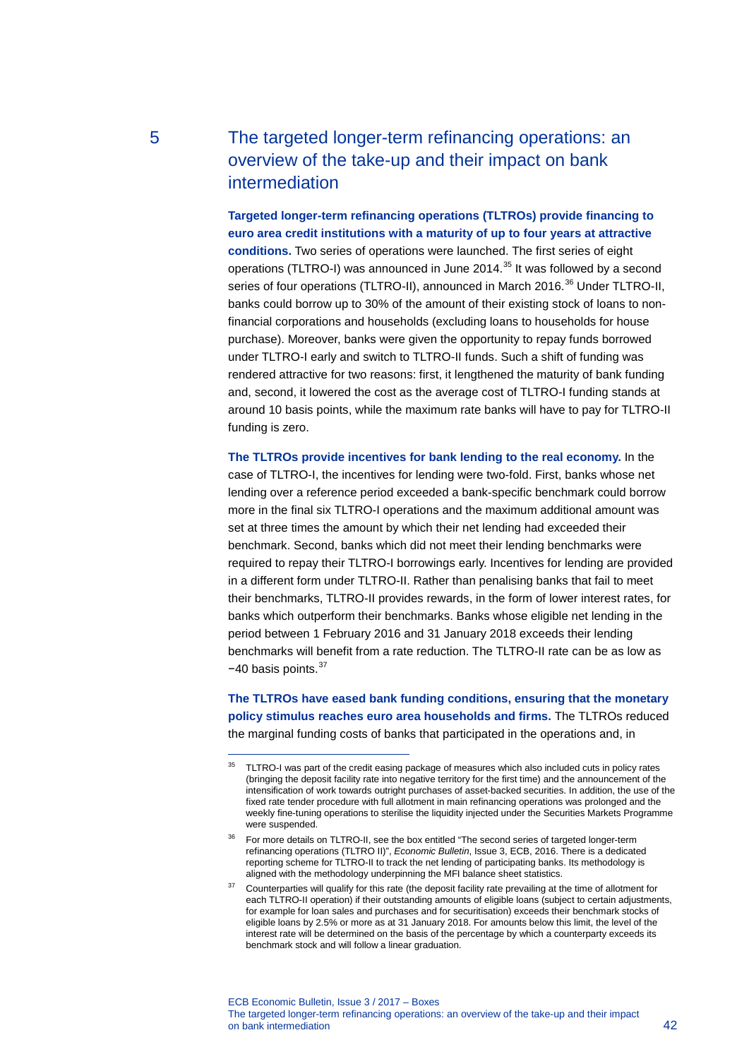# 5 The targeted longer-term refinancing operations: an overview of the take-up and their impact on bank intermediation

**Targeted longer-term refinancing operations (TLTROs) provide financing to euro area credit institutions with a maturity of up to four years at attractive conditions.** Two series of operations were launched. The first series of eight operations (TLTRO-I) was announced in June 2014.[35] It was followed by a second series of four operations (TLTRO-II), announced in March 2016.[36] Under TLTRO-II, banks could borrow up to 30% of the amount of their existing stock of loans to non-financial corporations and households (excluding loans to households for house purchase). Moreover, banks were given the opportunity to repay funds borrowed under TLTRO-I early and switch to TLTRO-II funds. Such a shift of funding was rendered attractive for two reasons: first, it lengthened the maturity of bank funding and, second, it lowered the cost as the average cost of TLTRO-I funding stands at around 10 basis points, while the maximum rate banks will have to pay for TLTRO-II funding is zero.

**The TLTROs provide incentives for bank lending to the real economy.** In the case of TLTRO-I, the incentives for lending were two-fold. First, banks whose net lending over a reference period exceeded a bank-specific benchmark could borrow more in the final six TLTRO-I operations and the maximum additional amount was set at three times the amount by which their net lending had exceeded their benchmark. Second, banks which did not meet their lending benchmarks were required to repay their TLTRO-I borrowings early. Incentives for lending are provided in a different form under TLTRO-II. Rather than penalising banks that fail to meet their benchmarks, TLTRO-II provides rewards, in the form of lower interest rates, for banks which outperform their benchmarks. Banks whose eligible net lending in the period between 1 February 2016 and 31 January 2018 exceeds their lending benchmarks will benefit from a rate reduction. The TLTRO-II rate can be as low as −40 basis points.[37]

**The TLTROs have eased bank funding conditions, ensuring that the monetary policy stimulus reaches euro area households and firms.** The TLTROs reduced the marginal funding costs of banks that participated in the operations and, in

---

[35] TLTRO-I was part of the credit easing package of measures which also included cuts in policy rates (bringing the deposit facility rate into negative territory for the first time) and the announcement of the intensification of work towards outright purchases of asset-backed securities. In addition, the use of the fixed rate tender procedure with full allotment in main refinancing operations was prolonged and the weekly fine-tuning operations to sterilise the liquidity injected under the Securities Markets Programme were suspended.

[36] For more details on TLTRO-II, see the box entitled "The second series of targeted longer-term refinancing operations (TLTRO II)", *Economic Bulletin*, Issue 3, ECB, 2016. There is a dedicated reporting scheme for TLTRO-II to track the net lending of participating banks. Its methodology is aligned with the methodology underpinning the MFI balance sheet statistics.

[37] Counterparties will qualify for this rate (the deposit facility rate prevailing at the time of allotment for each TLTRO-II operation) if their outstanding amounts of eligible loans (subject to certain adjustments, for example for loan sales and purchases and for securitisation) exceeds their benchmark stocks of eligible loans by 2.5% or more as at 31 January 2018. For amounts below this limit, the level of the interest rate will be determined on the basis of the percentage by which a counterparty exceeds its benchmark stock and will follow a linear graduation.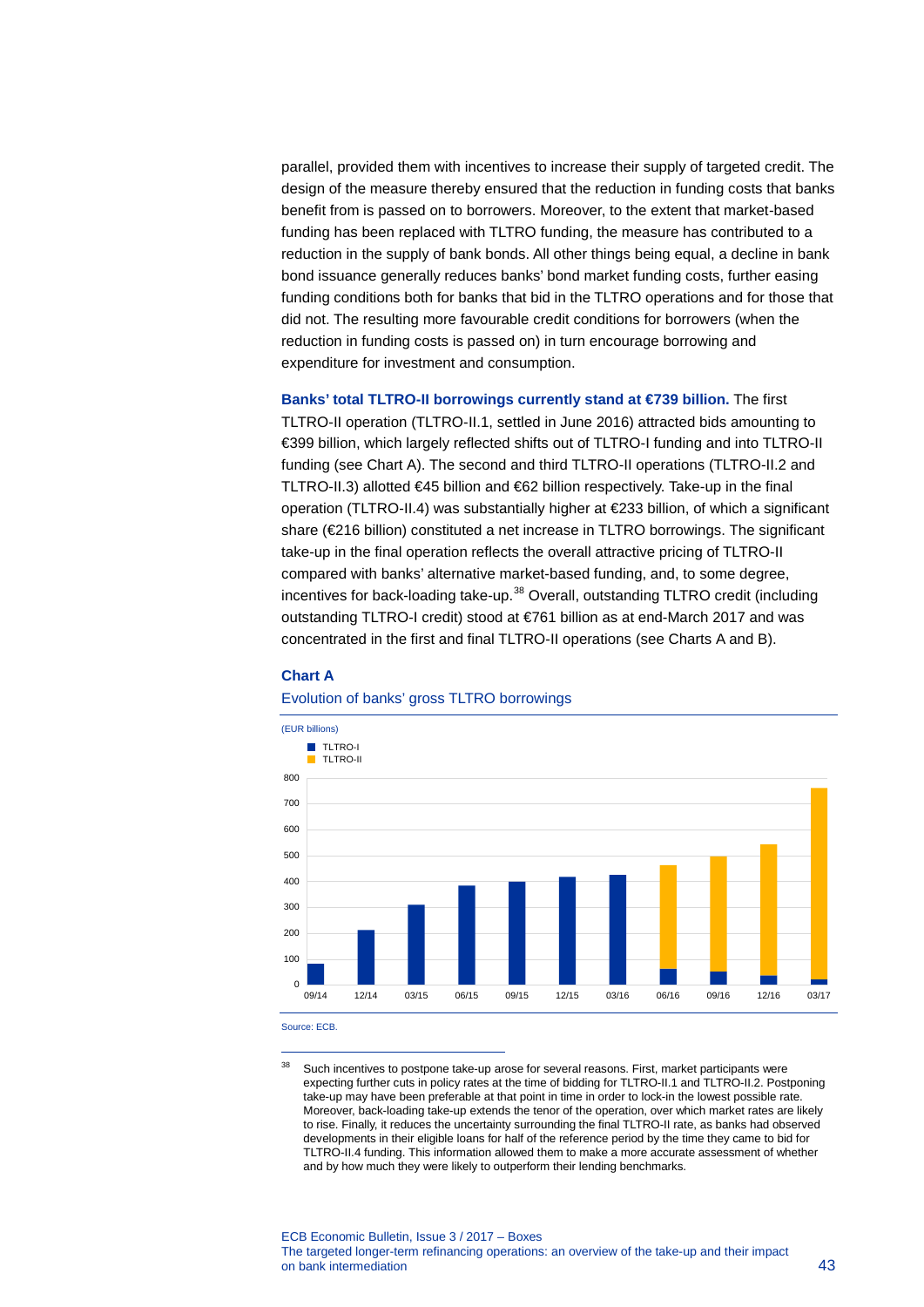parallel, provided them with incentives to increase their supply of targeted credit. The design of the measure thereby ensured that the reduction in funding costs that banks benefit from is passed on to borrowers. Moreover, to the extent that market-based funding has been replaced with TLTRO funding, the measure has contributed to a reduction in the supply of bank bonds. All other things being equal, a decline in bank bond issuance generally reduces banks' bond market funding costs, further easing funding conditions both for banks that bid in the TLTRO operations and for those that did not. The resulting more favourable credit conditions for borrowers (when the reduction in funding costs is passed on) in turn encourage borrowing and expenditure for investment and consumption.

**Banks' total TLTRO-II borrowings currently stand at €739 billion.** The first TLTRO-II operation (TLTRO-II.1, settled in June 2016) attracted bids amounting to €399 billion, which largely reflected shifts out of TLTRO-I funding and into TLTRO-II funding (see Chart A). The second and third TLTRO-II operations (TLTRO-II.2 and TLTRO-II.3) allotted €45 billion and €62 billion respectively. Take-up in the final operation (TLTRO-II.4) was substantially higher at €233 billion, of which a significant share (€216 billion) constituted a net increase in TLTRO borrowings. The significant take-up in the final operation reflects the overall attractive pricing of TLTRO-II compared with banks' alternative market-based funding, and, to some degree, incentives for back-loading take-up.[38] Overall, outstanding TLTRO credit (including outstanding TLTRO-I credit) stood at €761 billion as at end-March 2017 and was concentrated in the first and final TLTRO-II operations (see Charts A and B).

**Chart A**

Evolution of banks' gross TLTRO borrowings

(EUR billions)

Legend: TLTRO-I, TLTRO-II

Source: ECB.

[38] Such incentives to postpone take-up arose for several reasons. First, market participants were expecting further cuts in policy rates at the time of bidding for TLTRO-II.1 and TLTRO-II.2. Postponing take-up may have been preferable at that point in time in order to lock-in the lowest possible rate. Moreover, back-loading take-up extends the tenor of the operation, over which market rates are likely to rise. Finally, it reduces the uncertainty surrounding the final TLTRO-II rate, as banks had observed developments in their eligible loans for half of the reference period by the time they came to bid for TLTRO-II.4 funding. This information allowed them to make a more accurate assessment of whether and by how much they were likely to outperform their lending benchmarks.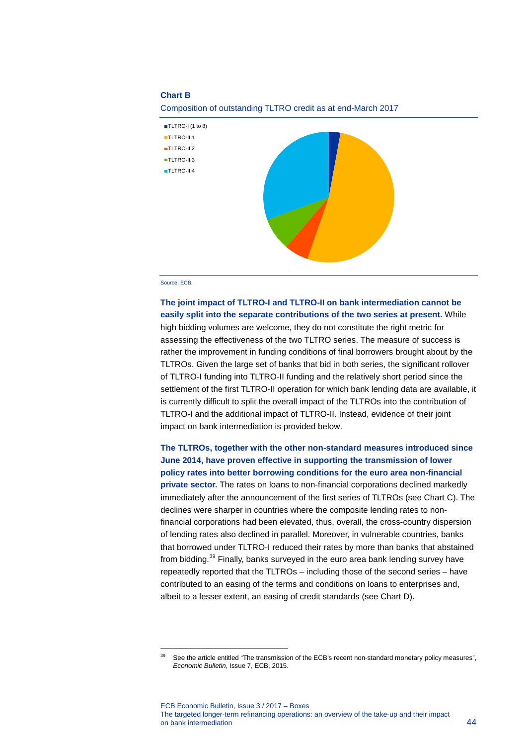**Chart B**

Composition of outstanding TLTRO credit as at end-March 2017

- TLTRO-I (1 to 8)
- TLTRO-II.1
- TLTRO-II.2
- TLTRO-II.3
- TLTRO-II.4

Source: ECB.

**The joint impact of TLTRO-I and TLTRO-II on bank intermediation cannot be easily split into the separate contributions of the two series at present.** While high bidding volumes are welcome, they do not constitute the right metric for assessing the effectiveness of the two TLTRO series. The measure of success is rather the improvement in funding conditions of final borrowers brought about by the TLTROs. Given the large set of banks that bid in both series, the significant rollover of TLTRO-I funding into TLTRO-II funding and the relatively short period since the settlement of the first TLTRO-II operation for which bank lending data are available, it is currently difficult to split the overall impact of the TLTROs into the contribution of TLTRO-I and the additional impact of TLTRO-II. Instead, evidence of their joint impact on bank intermediation is provided below.

**The TLTROs, together with the other non-standard measures introduced since June 2014, have proven effective in supporting the transmission of lower policy rates into better borrowing conditions for the euro area non-financial private sector.** The rates on loans to non-financial corporations declined markedly immediately after the announcement of the first series of TLTROs (see Chart C). The declines were sharper in countries where the composite lending rates to non-financial corporations had been elevated, thus, overall, the cross-country dispersion of lending rates also declined in parallel. Moreover, in vulnerable countries, banks that borrowed under TLTRO-I reduced their rates by more than banks that abstained from bidding.[39] Finally, banks surveyed in the euro area bank lending survey have repeatedly reported that the TLTROs – including those of the second series – have contributed to an easing of the terms and conditions on loans to enterprises and, albeit to a lesser extent, an easing of credit standards (see Chart D).

---

[39] See the article entitled "The transmission of the ECB's recent non-standard monetary policy measures", *Economic Bulletin*, Issue 7, ECB, 2015.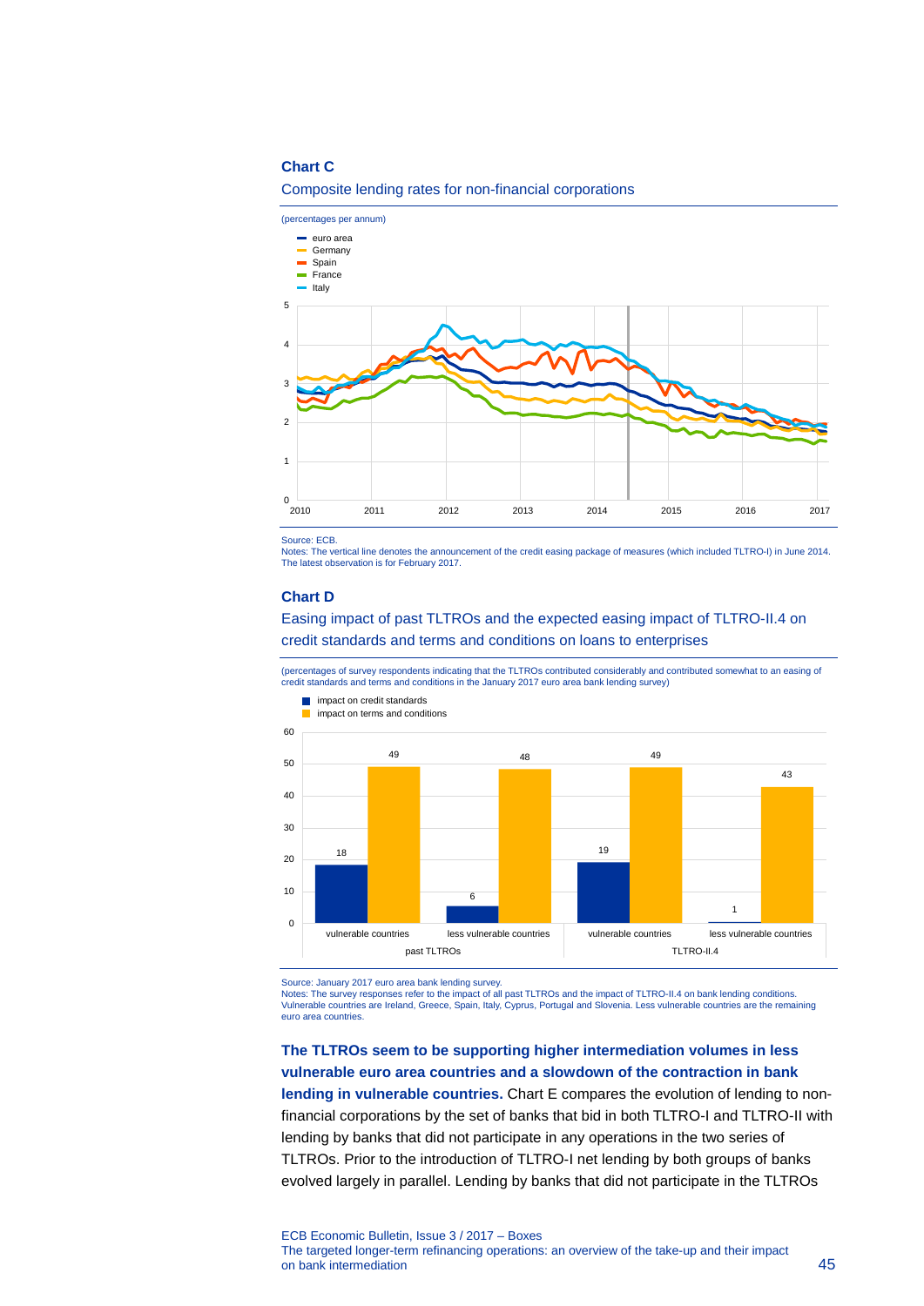**Chart C**

Composite lending rates for non-financial corporations

(percentages per annum)

Source: ECB.
Notes: The vertical line denotes the announcement of the credit easing package of measures (which included TLTRO-I) in June 2014. The latest observation is for February 2017.

**Chart D**

Easing impact of past TLTROs and the expected easing impact of TLTRO-II.4 on credit standards and terms and conditions on loans to enterprises

(percentages of survey respondents indicating that the TLTROs contributed considerably and contributed somewhat to an easing of credit standards and terms and conditions in the January 2017 euro area bank lending survey)

| | past TLTROs | | TLTRO-II.4 | |
|---|---|---|---|---|
| | vulnerable countries | less vulnerable countries | vulnerable countries | less vulnerable countries |
| impact on credit standards | 18 | 6 | 19 | 1 |
| impact on terms and conditions | 49 | 48 | 49 | 43 |

Source: January 2017 euro area bank lending survey.
Notes: The survey responses refer to the impact of all past TLTROs and the impact of TLTRO-II.4 on bank lending conditions. Vulnerable countries are Ireland, Greece, Spain, Italy, Cyprus, Portugal and Slovenia. Less vulnerable countries are the remaining euro area countries.

**The TLTROs seem to be supporting higher intermediation volumes in less vulnerable euro area countries and a slowdown of the contraction in bank lending in vulnerable countries.** Chart E compares the evolution of lending to non-financial corporations by the set of banks that bid in both TLTRO-I and TLTRO-II with lending by banks that did not participate in any operations in the two series of TLTROs. Prior to the introduction of TLTRO-I net lending by both groups of banks evolved largely in parallel. Lending by banks that did not participate in the TLTROs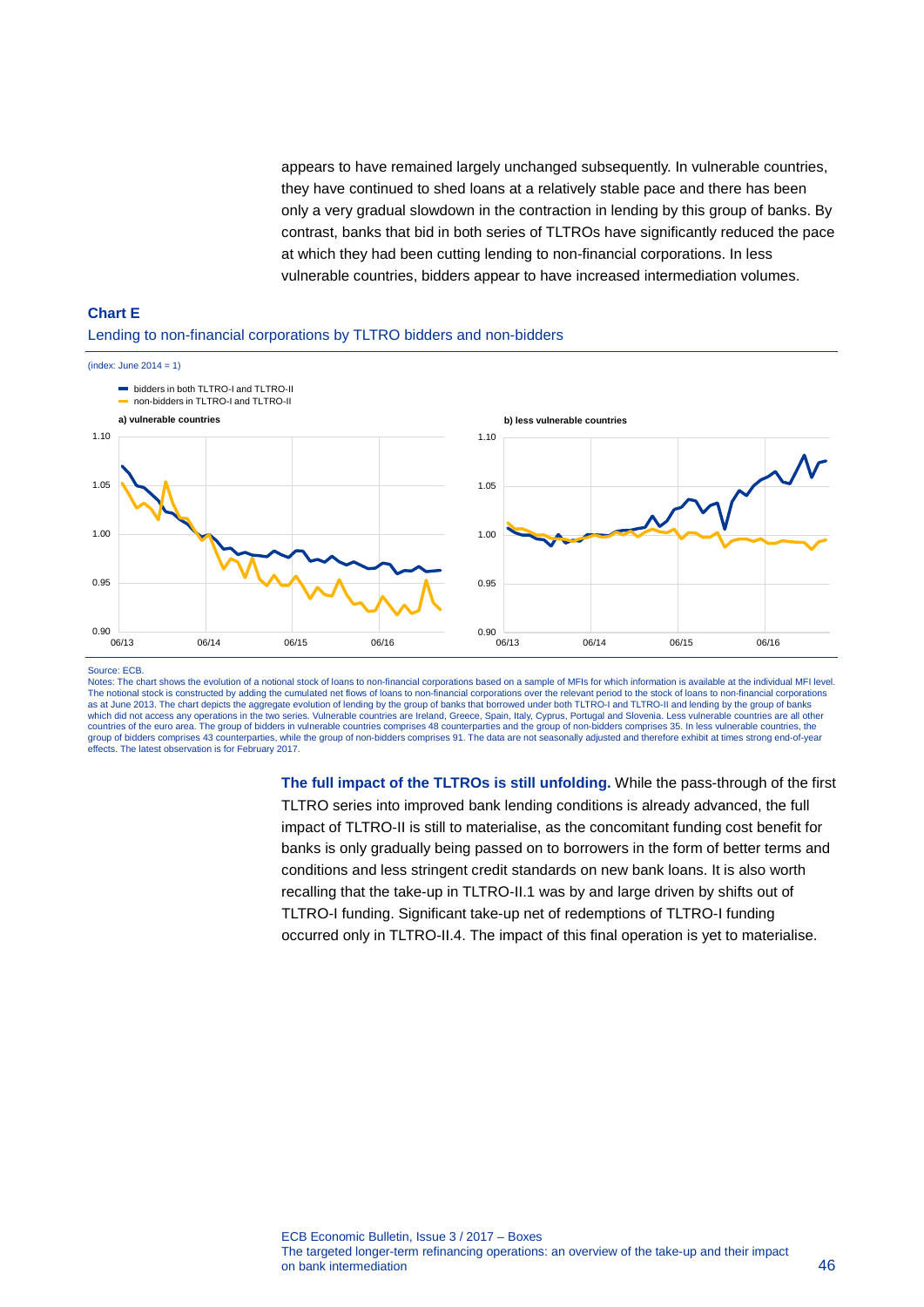appears to have remained largely unchanged subsequently. In vulnerable countries, they have continued to shed loans at a relatively stable pace and there has been only a very gradual slowdown in the contraction in lending by this group of banks. By contrast, banks that bid in both series of TLTROs have significantly reduced the pace at which they had been cutting lending to non-financial corporations. In less vulnerable countries, bidders appear to have increased intermediation volumes.

**Chart E**

Lending to non-financial corporations by TLTRO bidders and non-bidders

(index: June 2014 = 1)

bidders in both TLTRO-I and TLTRO-II
non-bidders in TLTRO-I and TLTRO-II

a) vulnerable countries

1.10
1.05
1.00
0.95
0.90

06/13 06/14 06/15 06/16

b) less vulnerable countries

1.10
1.05
1.00
0.95
0.90

06/13 06/14 06/15 06/16

Source: ECB.
Notes: The chart shows the evolution of a notional stock of loans to non-financial corporations based on a sample of MFIs for which information is available at the individual MFI level. The notional stock is constructed by adding the cumulated net flows of loans to non-financial corporations over the relevant period to the stock of loans to non-financial corporations as at June 2013. The chart depicts the aggregate evolution of lending by the group of banks that borrowed under both TLTRO-I and TLTRO-II and lending by the group of banks which did not access any operations in the two series. Vulnerable countries are Ireland, Greece, Spain, Italy, Cyprus, Portugal and Slovenia. Less vulnerable countries are all other countries of the euro area. The group of bidders in vulnerable countries comprises 48 counterparties and the group of non-bidders comprises 35. In less vulnerable countries, the group of bidders comprises 43 counterparties, while the group of non-bidders comprises 91. The data are not seasonally adjusted and therefore exhibit at times strong end-of-year effects. The latest observation is for February 2017.

**The full impact of the TLTROs is still unfolding.** While the pass-through of the first TLTRO series into improved bank lending conditions is already advanced, the full impact of TLTRO-II is still to materialise, as the concomitant funding cost benefit for banks is only gradually being passed on to borrowers in the form of better terms and conditions and less stringent credit standards on new bank loans. It is also worth recalling that the take-up in TLTRO-II.1 was by and large driven by shifts out of TLTRO-I funding. Significant take-up net of redemptions of TLTRO-I funding occurred only in TLTRO-II.4. The impact of this final operation is yet to materialise.